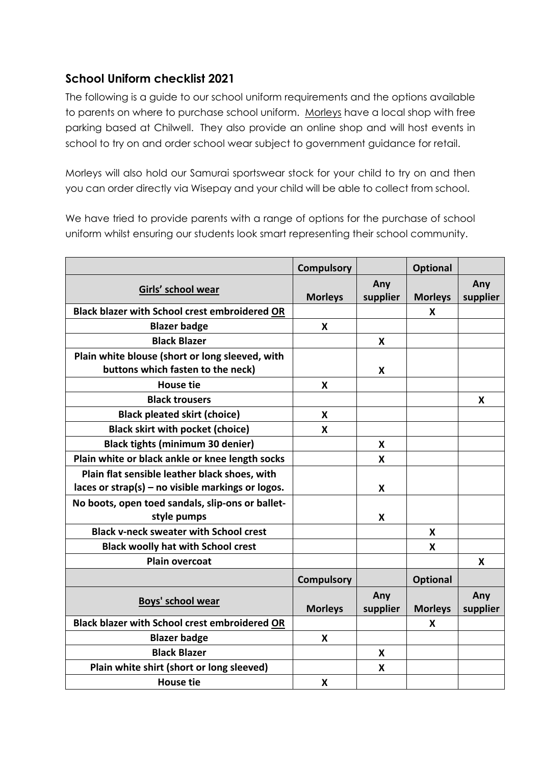## School Uniform checklist 2021

The following is a guide to our school uniform requirements and the options available to parents on where to purchase school uniform. Morleys have a local shop with free parking based at Chilwell. They also provide an online shop and will host events in school to try on and order school wear subject to government guidance for retail.

Morleys will also hold our Samurai sportswear stock for your child to try on and then you can order directly via Wisepay and your child will be able to collect from school.

We have tried to provide parents with a range of options for the purchase of school uniform whilst ensuring our students look smart representing their school community.

| | **Compulsory** | | **Optional** | |
|---|---|---|---|---|
| **Girls' school wear** | **Morleys** | **Any supplier** | **Morleys** | **Any supplier** |
| **Black blazer with School crest embroidered OR** | | | X | |
| **Blazer badge** | X | | | |
| **Black Blazer** | | X | | |
| **Plain white blouse (short or long sleeved, with buttons which fasten to the neck)** | | X | | |
| **House tie** | X | | | |
| **Black trousers** | | | | X |
| **Black pleated skirt (choice)** | X | | | |
| **Black skirt with pocket (choice)** | X | | | |
| **Black tights (minimum 30 denier)** | | X | | |
| **Plain white or black ankle or knee length socks** | | X | | |
| **Plain flat sensible leather black shoes, with laces or strap(s) – no visible markings or logos.** | | X | | |
| **No boots, open toed sandals, slip-ons or ballet-style pumps** | | X | | |
| **Black v-neck sweater with School crest** | | | X | |
| **Black woolly hat with School crest** | | | X | |
| **Plain overcoat** | | | | X |
| | **Compulsory** | | **Optional** | |
| **Boys' school wear** | **Morleys** | **Any supplier** | **Morleys** | **Any supplier** |
| **Black blazer with School crest embroidered OR** | | | X | |
| **Blazer badge** | X | | | |
| **Black Blazer** | | X | | |
| **Plain white shirt (short or long sleeved)** | | X | | |
| **House tie** | X | | | |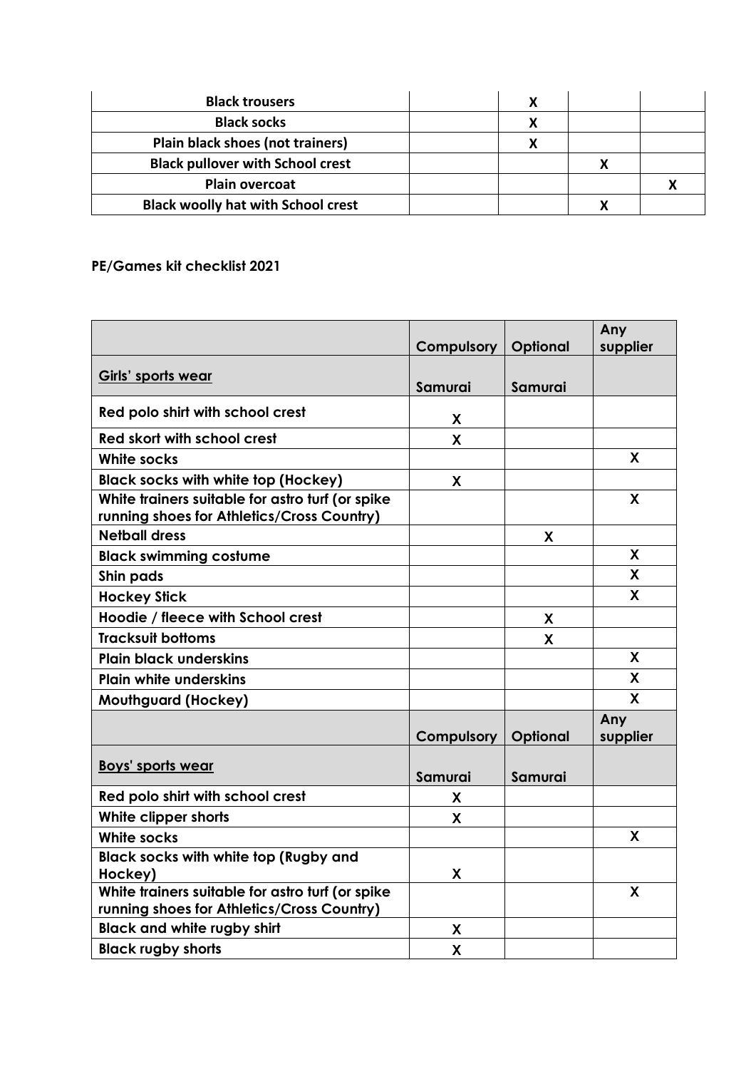| | | | | |
|---|---|---|---|---|
| **Black trousers** | | **X** | | |
| **Black socks** | | **X** | | |
| **Plain black shoes (not trainers)** | | **X** | | |
| **Black pullover with School crest** | | | **X** | |
| **Plain overcoat** | | | | **X** |
| **Black woolly hat with School crest** | | | **X** | |

**PE/Games kit checklist 2021**

| | **Compulsory** | **Optional** | **Any supplier** |
|---|---|---|---|
| **Girls' sports wear** | **Samurai** | **Samurai** | |
| **Red polo shirt with school crest** | **X** | | |
| **Red skort with school crest** | **X** | | |
| **White socks** | | | **X** |
| **Black socks with white top (Hockey)** | **X** | | |
| **White trainers suitable for astro turf (or spike running shoes for Athletics/Cross Country)** | | | **X** |
| **Netball dress** | | **X** | |
| **Black swimming costume** | | | **X** |
| **Shin pads** | | | **X** |
| **Hockey Stick** | | | **X** |
| **Hoodie / fleece with School crest** | | **X** | |
| **Tracksuit bottoms** | | **X** | |
| **Plain black underskins** | | | **X** |
| **Plain white underskins** | | | **X** |
| **Mouthguard (Hockey)** | | | **X** |
| | **Compulsory** | **Optional** | **Any supplier** |
| **Boys' sports wear** | **Samurai** | **Samurai** | |
| **Red polo shirt with school crest** | **X** | | |
| **White clipper shorts** | **X** | | |
| **White socks** | | | **X** |
| **Black socks with white top (Rugby and Hockey)** | **X** | | |
| **White trainers suitable for astro turf (or spike running shoes for Athletics/Cross Country)** | | | **X** |
| **Black and white rugby shirt** | **X** | | |
| **Black rugby shorts** | **X** | | |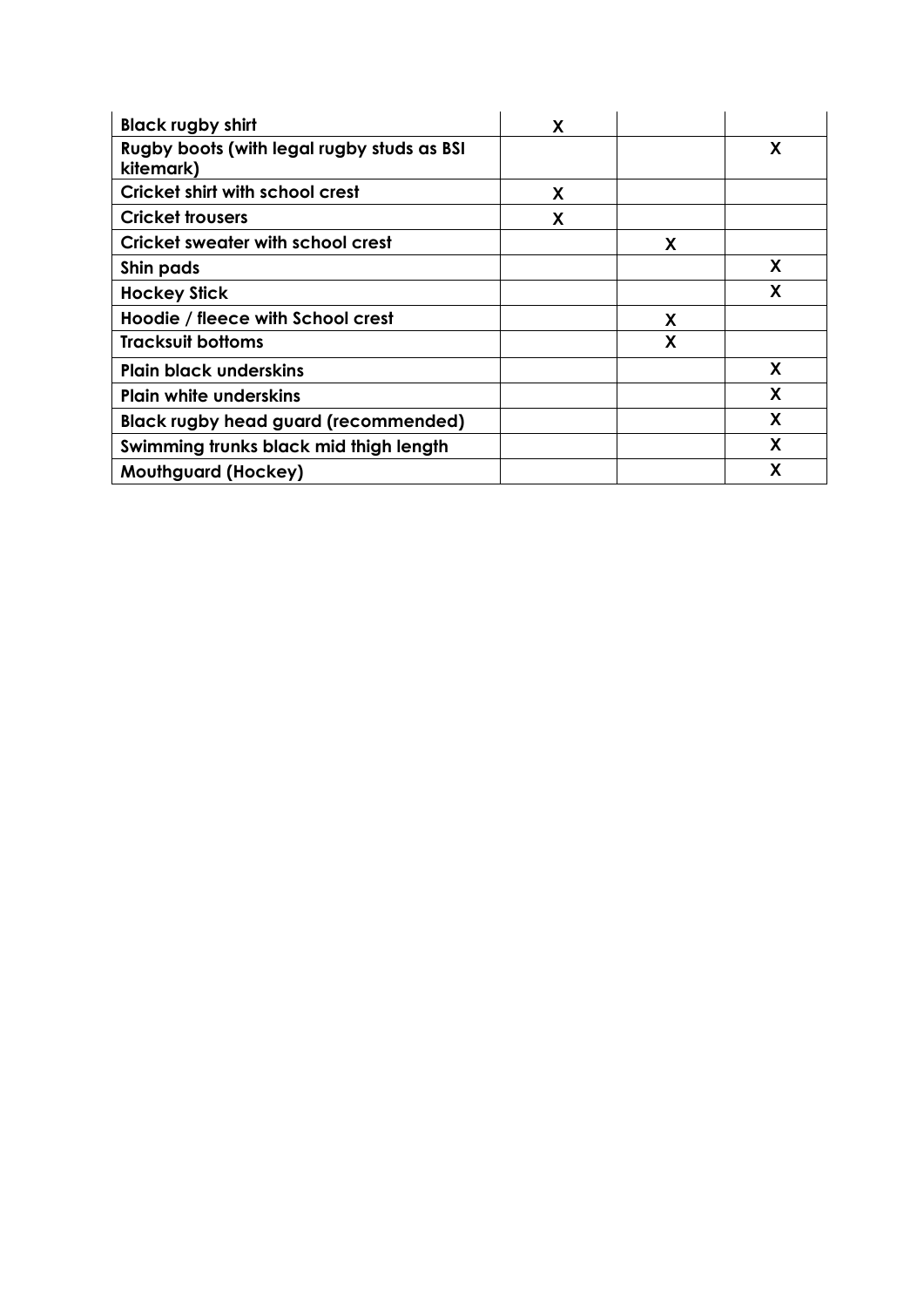| | | | |
|---|---|---|---|
| **Black rugby shirt** | X | | |
| **Rugby boots (with legal rugby studs as BSI kitemark)** | | | X |
| **Cricket shirt with school crest** | X | | |
| **Cricket trousers** | X | | |
| **Cricket sweater with school crest** | | X | |
| **Shin pads** | | | X |
| **Hockey Stick** | | | X |
| **Hoodie / fleece with School crest** | | X | |
| **Tracksuit bottoms** | | X | |
| **Plain black underskins** | | | X |
| **Plain white underskins** | | | X |
| **Black rugby head guard (recommended)** | | | X |
| **Swimming trunks black mid thigh length** | | | X |
| **Mouthguard (Hockey)** | | | X |